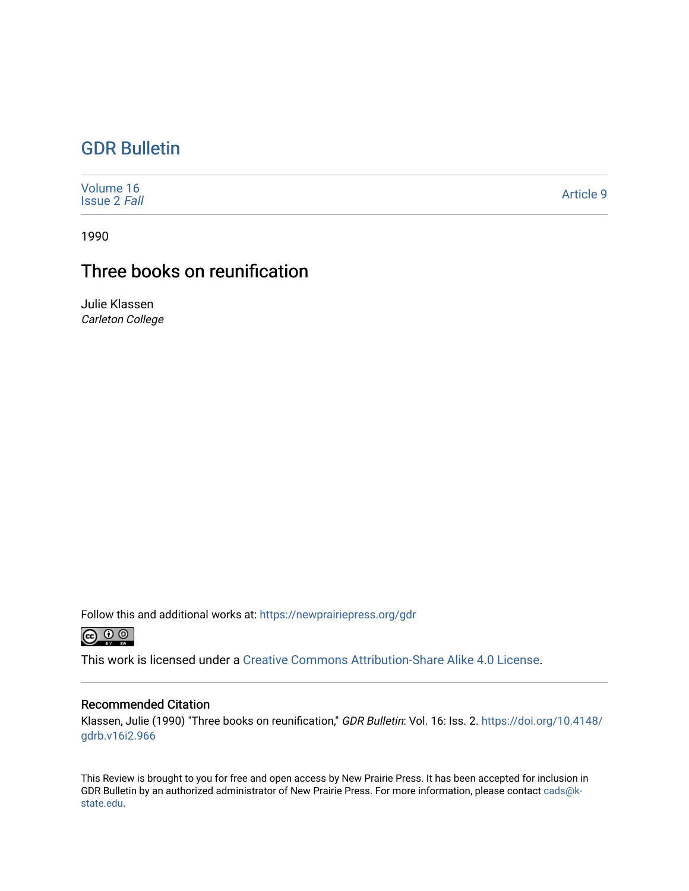# GDR Bulletin

Volume 16
Issue 2 *Fall*

Article 9

1990

## Three books on reunification

Julie Klassen
*Carleton College*

Follow this and additional works at: https://newprairiepress.org/gdr

This work is licensed under a Creative Commons Attribution-Share Alike 4.0 License.

### Recommended Citation

Klassen, Julie (1990) "Three books on reunification," *GDR Bulletin*: Vol. 16: Iss. 2. https://doi.org/10.4148/gdrb.v16i2.966

This Review is brought to you for free and open access by New Prairie Press. It has been accepted for inclusion in GDR Bulletin by an authorized administrator of New Prairie Press. For more information, please contact cads@k-state.edu.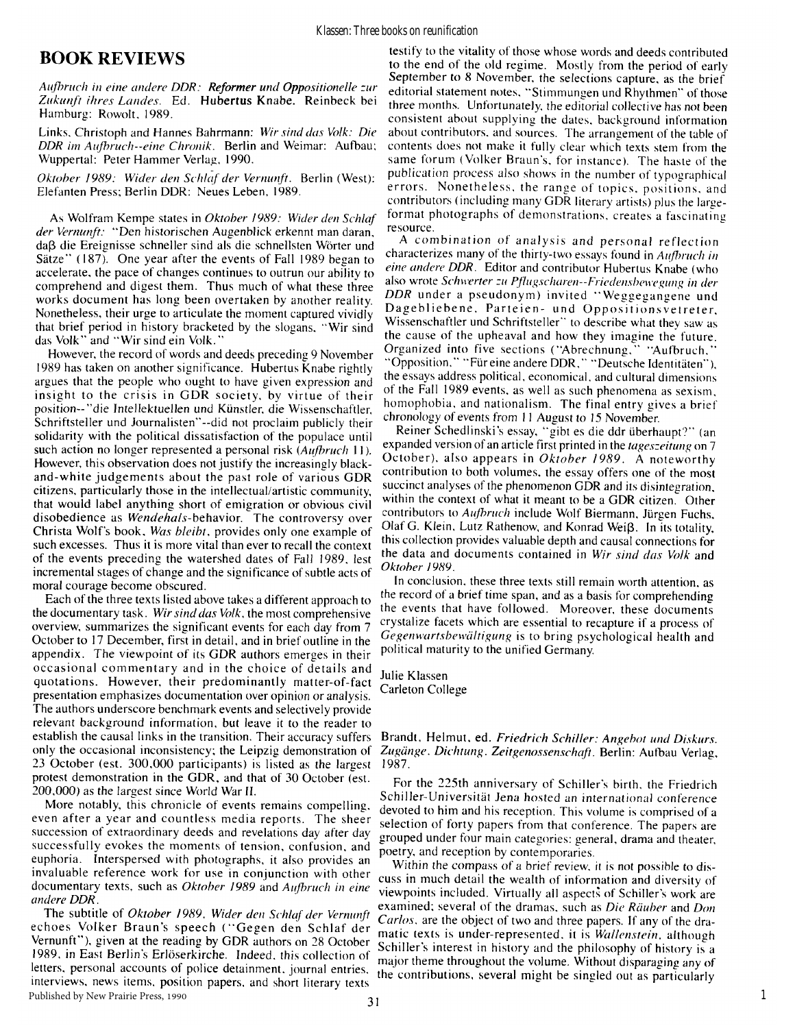## BOOK REVIEWS

*Aufbruch in eine andere DDR: **Reformer und Oppositionelle zur** Zukunft ihres Landes.* Ed. **Hubertus Knabe.** Reinbeck bei Hamburg: Rowolt, 1989.

Links, Christoph and Hannes Bahrmann: *Wir sind das Volk: Die DDR im Aufbruch--eine Chronik.* Berlin and Weimar: Aufbau; Wuppertal: Peter Hammer Verlag, 1990.

*Oktober 1989: Wider den Schlaf der Vernunft.* Berlin (West): Elefanten Press; Berlin DDR: Neues Leben, 1989.

As Wolfram Kempe states in *Oktober 1989: Wider den Schlaf der Vernunft:* "Den historischen Augenblick erkennt man daran, daß die Ereignisse schneller sind als die schnellsten Wörter und Sätze" (187). One year after the events of Fall 1989 began to accelerate, the pace of changes continues to outrun our ability to comprehend and digest them. Thus much of what these three works document has long been overtaken by another reality. Nonetheless, their urge to articulate the moment captured vividly that brief period in history bracketed by the slogans, "Wir sind das Volk" and "Wir sind ein Volk."

However, the record of words and deeds preceding 9 November 1989 has taken on another significance. Hubertus Knabe rightly argues that the people who ought to have given expression and insight to the crisis in GDR society, by virtue of their position--"die Intellektuellen und Künstler, die Wissenschaftler, Schriftsteller und Journalisten"--did not proclaim publicly their solidarity with the political dissatisfaction of the populace until such action no longer represented a personal risk (*Aufbruch* 11). However, this observation does not justify the increasingly black-and-white judgements about the past role of various GDR citizens, particularly those in the intellectual/artistic community, that would label anything short of emigration or obvious civil disobedience as *Wendehals*-behavior. The controversy over Christa Wolf's book, *Was bleibt*, provides only one example of such excesses. Thus it is more vital than ever to recall the context of the events preceding the watershed dates of Fall 1989, lest incremental stages of change and the significance of subtle acts of moral courage become obscured.

Each of the three texts listed above takes a different approach to the documentary task. *Wir sind das Volk*, the most comprehensive overview, summarizes the significant events for each day from 7 October to 17 December, first in detail, and in brief outline in the appendix. The viewpoint of its GDR authors emerges in their occasional commentary and in the choice of details and quotations. However, their predominantly matter-of-fact presentation emphasizes documentation over opinion or analysis. The authors underscore benchmark events and selectively provide relevant background information, but leave it to the reader to establish the causal links in the transition. Their accuracy suffers only the occasional inconsistency; the Leipzig demonstration of 23 October (est. 300,000 participants) is listed as the largest protest demonstration in the GDR, and that of 30 October (est. 200,000) as the largest since World War II.

More notably, this chronicle of events remains compelling, even after a year and countless media reports. The sheer succession of extraordinary deeds and revelations day after day successfully evokes the moments of tension, confusion, and euphoria. Interspersed with photographs, it also provides an invaluable reference work for use in conjunction with other documentary texts, such as *Oktober 1989* and *Aufbruch in eine andere DDR*.

The subtitle of *Oktober 1989, Wider den Schlaf der Vernunft* echoes Volker Braun's speech ("Gegen den Schlaf der Vernunft"), given at the reading by GDR authors on 28 October 1989, in East Berlin's Erlöserkirche. Indeed, this collection of letters, personal accounts of police detainment, journal entries, interviews, news items, position papers, and short literary texts testify to the vitality of those whose words and deeds contributed to the end of the old regime. Mostly from the period of early September to 8 November, the selections capture, as the brief editorial statement notes, "Stimmungen und Rhythmen" of those three months. Unfortunately, the editorial collective has not been consistent about supplying the dates, background information about contributors, and sources. The arrangement of the table of contents does not make it fully clear which texts stem from the same forum (Volker Braun's, for instance). The haste of the publication process also shows in the number of typographical errors. Nonetheless, the range of topics, positions, and contributors (including many GDR literary artists) plus the large-format photographs of demonstrations, creates a fascinating resource.

A combination of analysis and personal reflection characterizes many of the thirty-two essays found in *Aufbruch in eine andere DDR*. Editor and contributor Hubertus Knabe (who also wrote *Schwerter zu Pflugscharen--Friedensbewegung in der DDR* under a pseudonym) invited "Weggegangene und Dagebliebene, Parteien- und Oppositionsvetreter, Wissenschaftler und Schriftsteller" to describe what they saw as the cause of the upheaval and how they imagine the future. Organized into five sections ("Abrechnung," "Aufbruch," "Opposition," "Für eine andere DDR," "Deutsche Identitäten"), the essays address political, economical, and cultural dimensions of the Fall 1989 events, as well as such phenomena as sexism, homophobia, and nationalism. The final entry gives a brief chronology of events from 11 August to 15 November.

Reiner Schedlinski's essay, "gibt es die ddr überhaupt?" (an expanded version of an article first printed in the *tageszeitung* on 7 October), also appears in *Oktober 1989*. A noteworthy contribution to both volumes, the essay offers one of the most succinct analyses of the phenomenon GDR and its disintegration, within the context of what it meant to be a GDR citizen. Other contributors to *Aufbruch* include Wolf Biermann, Jürgen Fuchs, Olaf G. Klein, Lutz Rathenow, and Konrad Weiß. In its totality, this collection provides valuable depth and causal connections for the data and documents contained in *Wir sind das Volk* and *Oktober 1989*.

In conclusion, these three texts still remain worth attention, as the record of a brief time span, and as a basis for comprehending the events that have followed. Moreover, these documents crystalize facets which are essential to recapture if a process of *Gegenwartsbewältigung* is to bring psychological health and political maturity to the unified Germany.

Julie Klassen
Carleton College

Brandt, Helmut, ed. *Friedrich Schiller: Angebot und Diskurs. Zugänge. Dichtung. Zeitgenossenschaft.* Berlin: Aufbau Verlag, 1987.

For the 225th anniversary of Schiller's birth, the Friedrich Schiller-Universität Jena hosted an international conference devoted to him and his reception. This volume is comprised of a selection of forty papers from that conference. The papers are grouped under four main categories: general, drama and theater, poetry, and reception by contemporaries.

Within the compass of a brief review, it is not possible to discuss in much detail the wealth of information and diversity of viewpoints included. Virtually all aspects of Schiller's work are examined; several of the dramas, such as *Die Räuber* and *Don Carlos*, are the object of two and three papers. If any of the dramatic texts is under-represented, it is *Wallenstein*, although Schiller's interest in history and the philosophy of history is a major theme throughout the volume. Without disparaging any of the contributions, several might be singled out as particularly